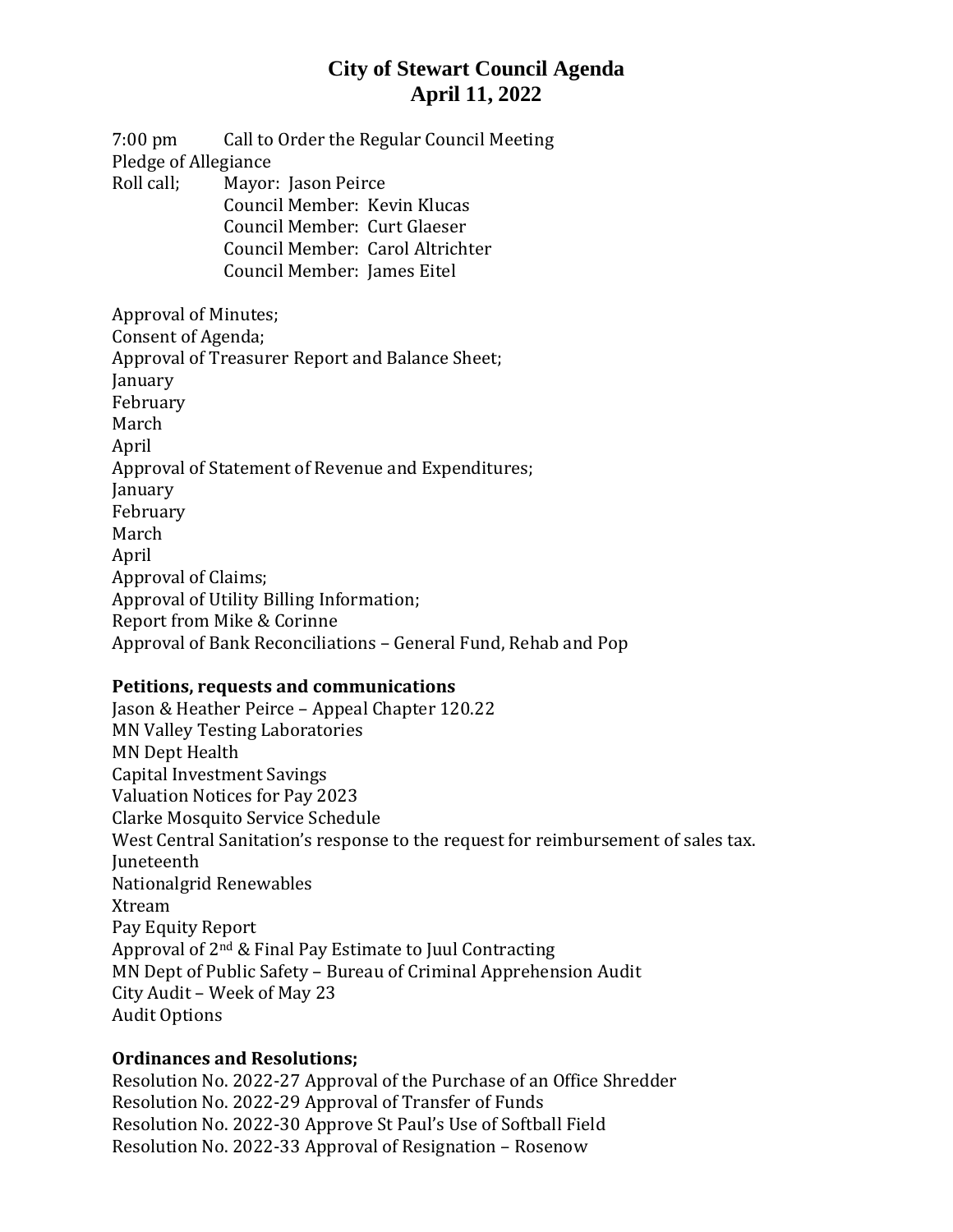# City of Stewart Council Agenda
# April 11, 2022

7:00 pm Call to Order the Regular Council Meeting

Pledge of Allegiance

Roll call; Mayor: Jason Peirce
Council Member: Kevin Klucas
Council Member: Curt Glaeser
Council Member: Carol Altrichter
Council Member: James Eitel

Approval of Minutes;
Consent of Agenda;
Approval of Treasurer Report and Balance Sheet;
January
February
March
April
Approval of Statement of Revenue and Expenditures;
January
February
March
April
Approval of Claims;
Approval of Utility Billing Information;
Report from Mike & Corinne
Approval of Bank Reconciliations – General Fund, Rehab and Pop

**Petitions, requests and communications**

Jason & Heather Peirce – Appeal Chapter 120.22
MN Valley Testing Laboratories
MN Dept Health
Capital Investment Savings
Valuation Notices for Pay 2023
Clarke Mosquito Service Schedule
West Central Sanitation's response to the request for reimbursement of sales tax.
Juneteenth
Nationalgrid Renewables
Xtream
Pay Equity Report
Approval of 2nd & Final Pay Estimate to Juul Contracting
MN Dept of Public Safety – Bureau of Criminal Apprehension Audit
City Audit – Week of May 23
Audit Options

**Ordinances and Resolutions;**

Resolution No. 2022-27 Approval of the Purchase of an Office Shredder
Resolution No. 2022-29 Approval of Transfer of Funds
Resolution No. 2022-30 Approve St Paul's Use of Softball Field
Resolution No. 2022-33 Approval of Resignation – Rosenow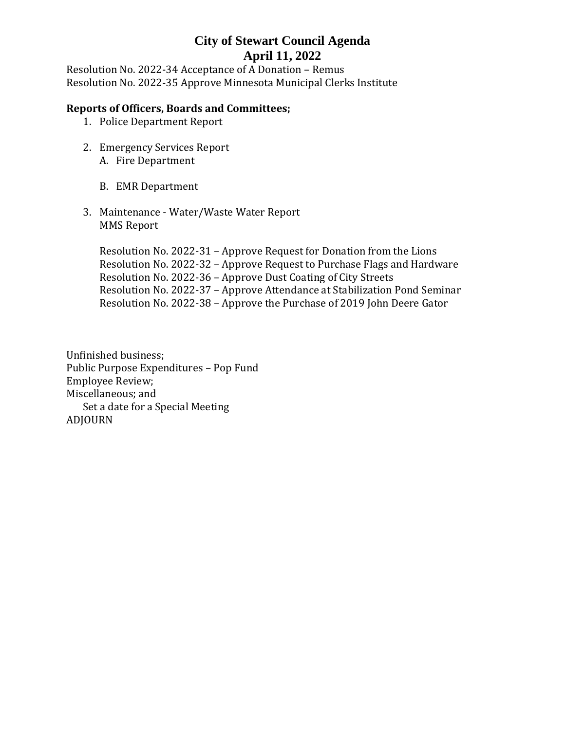# City of Stewart Council Agenda
# April 11, 2022

Resolution No. 2022-34 Acceptance of A Donation – Remus
Resolution No. 2022-35 Approve Minnesota Municipal Clerks Institute

**Reports of Officers, Boards and Committees;**

1. Police Department Report

2. Emergency Services Report
   A. Fire Department

   B. EMR Department

3. Maintenance - Water/Waste Water Report
   MMS Report

   Resolution No. 2022-31 – Approve Request for Donation from the Lions
   Resolution No. 2022-32 – Approve Request to Purchase Flags and Hardware
   Resolution No. 2022-36 – Approve Dust Coating of City Streets
   Resolution No. 2022-37 – Approve Attendance at Stabilization Pond Seminar
   Resolution No. 2022-38 – Approve the Purchase of 2019 John Deere Gator

Unfinished business;
Public Purpose Expenditures – Pop Fund
Employee Review;
Miscellaneous; and
  Set a date for a Special Meeting
ADJOURN